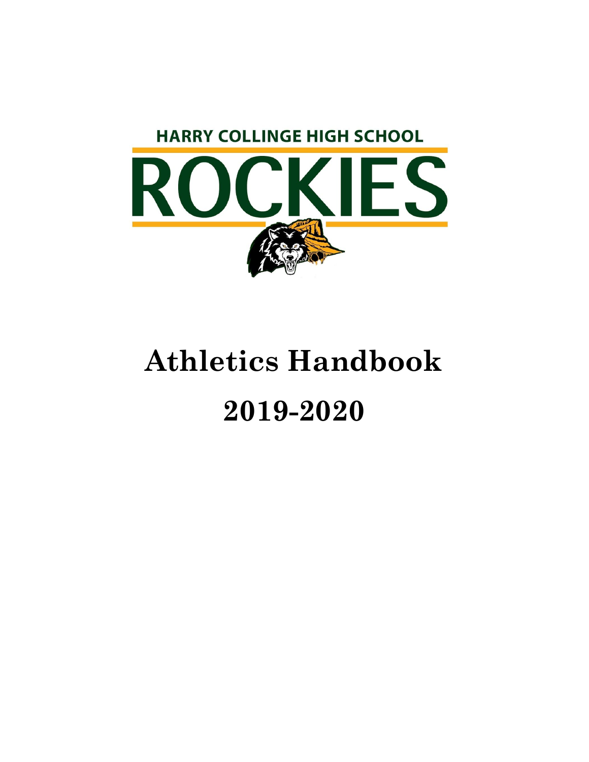HARRY COLLINGE HIGH SCHOOL

ROCKIES

# Athletics Handbook

# 2019-2020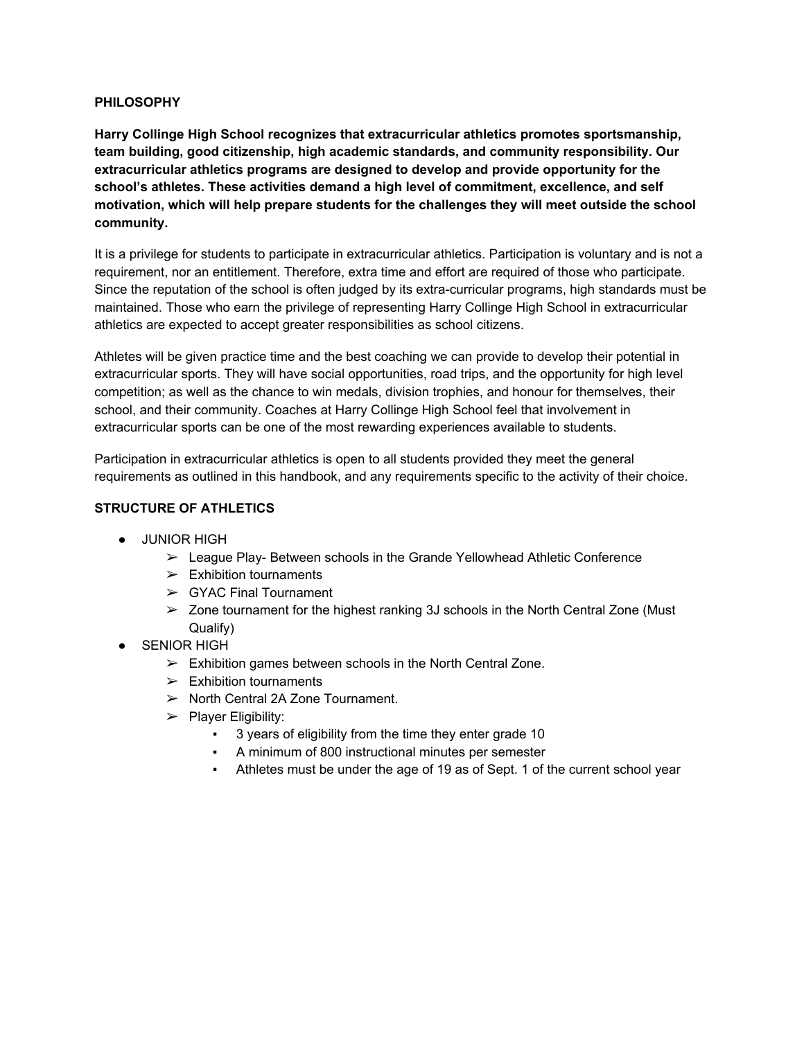## PHILOSOPHY

**Harry Collinge High School recognizes that extracurricular athletics promotes sportsmanship, team building, good citizenship, high academic standards, and community responsibility. Our extracurricular athletics programs are designed to develop and provide opportunity for the school's athletes. These activities demand a high level of commitment, excellence, and self motivation, which will help prepare students for the challenges they will meet outside the school community.**

It is a privilege for students to participate in extracurricular athletics. Participation is voluntary and is not a requirement, nor an entitlement. Therefore, extra time and effort are required of those who participate. Since the reputation of the school is often judged by its extra-curricular programs, high standards must be maintained. Those who earn the privilege of representing Harry Collinge High School in extracurricular athletics are expected to accept greater responsibilities as school citizens.

Athletes will be given practice time and the best coaching we can provide to develop their potential in extracurricular sports. They will have social opportunities, road trips, and the opportunity for high level competition; as well as the chance to win medals, division trophies, and honour for themselves, their school, and their community. Coaches at Harry Collinge High School feel that involvement in extracurricular sports can be one of the most rewarding experiences available to students.

Participation in extracurricular athletics is open to all students provided they meet the general requirements as outlined in this handbook, and any requirements specific to the activity of their choice.

## STRUCTURE OF ATHLETICS

- JUNIOR HIGH
  - League Play- Between schools in the Grande Yellowhead Athletic Conference
  - Exhibition tournaments
  - GYAC Final Tournament
  - Zone tournament for the highest ranking 3J schools in the North Central Zone (Must Qualify)
- SENIOR HIGH
  - Exhibition games between schools in the North Central Zone.
  - Exhibition tournaments
  - North Central 2A Zone Tournament.
  - Player Eligibility:
    - 3 years of eligibility from the time they enter grade 10
    - A minimum of 800 instructional minutes per semester
    - Athletes must be under the age of 19 as of Sept. 1 of the current school year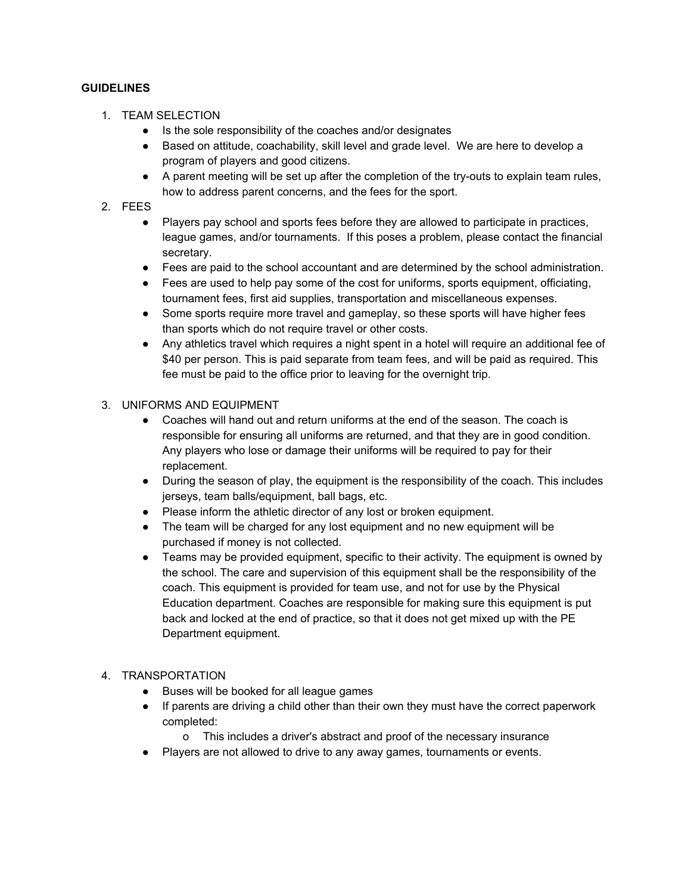**GUIDELINES**

1. TEAM SELECTION
    - Is the sole responsibility of the coaches and/or designates
    - Based on attitude, coachability, skill level and grade level. We are here to develop a program of players and good citizens.
    - A parent meeting will be set up after the completion of the try-outs to explain team rules, how to address parent concerns, and the fees for the sport.
2. FEES
    - Players pay school and sports fees before they are allowed to participate in practices, league games, and/or tournaments. If this poses a problem, please contact the financial secretary.
    - Fees are paid to the school accountant and are determined by the school administration.
    - Fees are used to help pay some of the cost for uniforms, sports equipment, officiating, tournament fees, first aid supplies, transportation and miscellaneous expenses.
    - Some sports require more travel and gameplay, so these sports will have higher fees than sports which do not require travel or other costs.
    - Any athletics travel which requires a night spent in a hotel will require an additional fee of $40 per person. This is paid separate from team fees, and will be paid as required. This fee must be paid to the office prior to leaving for the overnight trip.
3. UNIFORMS AND EQUIPMENT
    - Coaches will hand out and return uniforms at the end of the season. The coach is responsible for ensuring all uniforms are returned, and that they are in good condition. Any players who lose or damage their uniforms will be required to pay for their replacement.
    - During the season of play, the equipment is the responsibility of the coach. This includes jerseys, team balls/equipment, ball bags, etc.
    - Please inform the athletic director of any lost or broken equipment.
    - The team will be charged for any lost equipment and no new equipment will be purchased if money is not collected.
    - Teams may be provided equipment, specific to their activity. The equipment is owned by the school. The care and supervision of this equipment shall be the responsibility of the coach. This equipment is provided for team use, and not for use by the Physical Education department. Coaches are responsible for making sure this equipment is put back and locked at the end of practice, so that it does not get mixed up with the PE Department equipment.
4. TRANSPORTATION
    - Buses will be booked for all league games
    - If parents are driving a child other than their own they must have the correct paperwork completed:
        - This includes a driver's abstract and proof of the necessary insurance
    - Players are not allowed to drive to any away games, tournaments or events.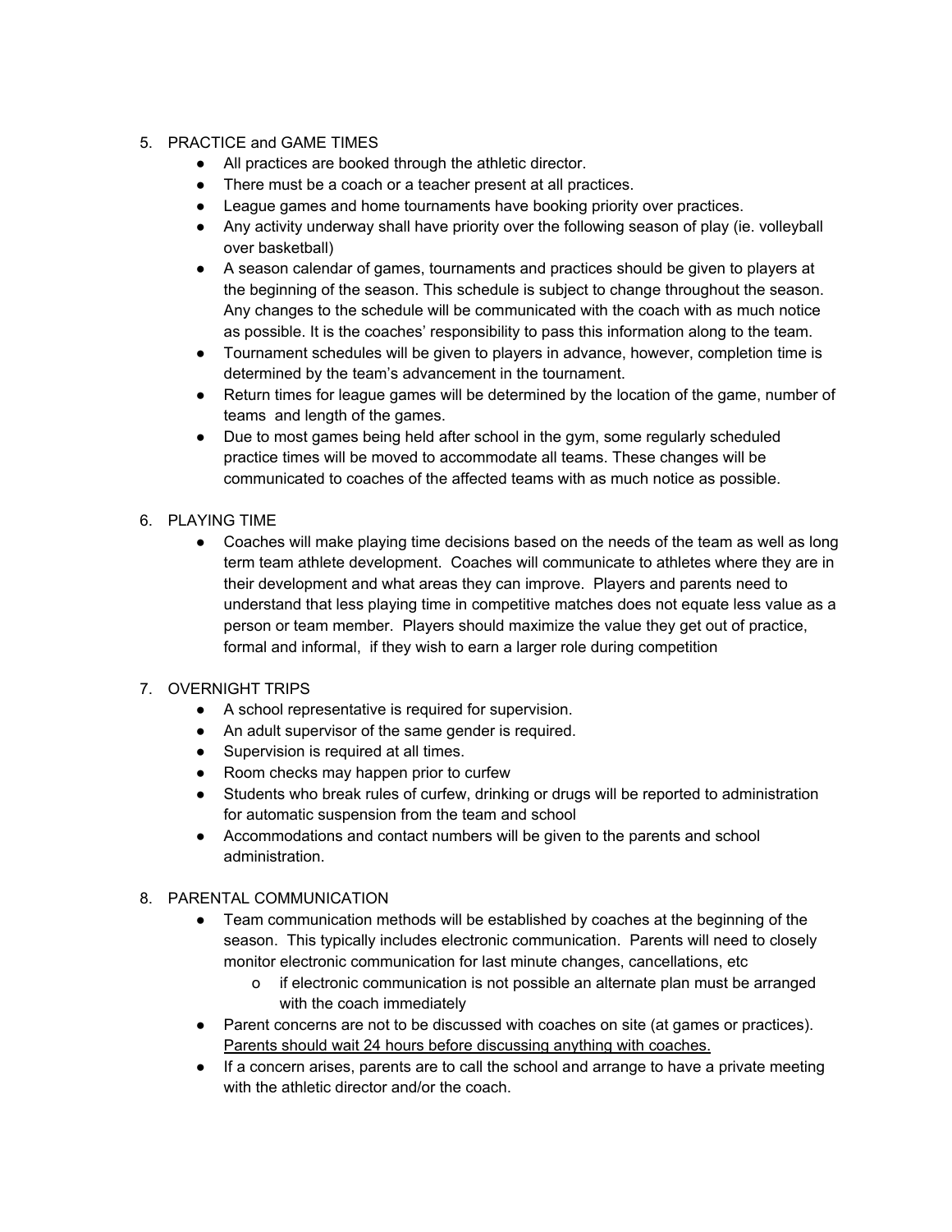5. PRACTICE and GAME TIMES
    - All practices are booked through the athletic director.
    - There must be a coach or a teacher present at all practices.
    - League games and home tournaments have booking priority over practices.
    - Any activity underway shall have priority over the following season of play (ie. volleyball over basketball)
    - A season calendar of games, tournaments and practices should be given to players at the beginning of the season. This schedule is subject to change throughout the season. Any changes to the schedule will be communicated with the coach with as much notice as possible. It is the coaches' responsibility to pass this information along to the team.
    - Tournament schedules will be given to players in advance, however, completion time is determined by the team's advancement in the tournament.
    - Return times for league games will be determined by the location of the game, number of teams and length of the games.
    - Due to most games being held after school in the gym, some regularly scheduled practice times will be moved to accommodate all teams. These changes will be communicated to coaches of the affected teams with as much notice as possible.

6. PLAYING TIME
    - Coaches will make playing time decisions based on the needs of the team as well as long term team athlete development. Coaches will communicate to athletes where they are in their development and what areas they can improve. Players and parents need to understand that less playing time in competitive matches does not equate less value as a person or team member. Players should maximize the value they get out of practice, formal and informal, if they wish to earn a larger role during competition

7. OVERNIGHT TRIPS
    - A school representative is required for supervision.
    - An adult supervisor of the same gender is required.
    - Supervision is required at all times.
    - Room checks may happen prior to curfew
    - Students who break rules of curfew, drinking or drugs will be reported to administration for automatic suspension from the team and school
    - Accommodations and contact numbers will be given to the parents and school administration.

8. PARENTAL COMMUNICATION
    - Team communication methods will be established by coaches at the beginning of the season. This typically includes electronic communication. Parents will need to closely monitor electronic communication for last minute changes, cancellations, etc
        - if electronic communication is not possible an alternate plan must be arranged with the coach immediately
    - Parent concerns are not to be discussed with coaches on site (at games or practices). <u>Parents should wait 24 hours before discussing anything with coaches.</u>
    - If a concern arises, parents are to call the school and arrange to have a private meeting with the athletic director and/or the coach.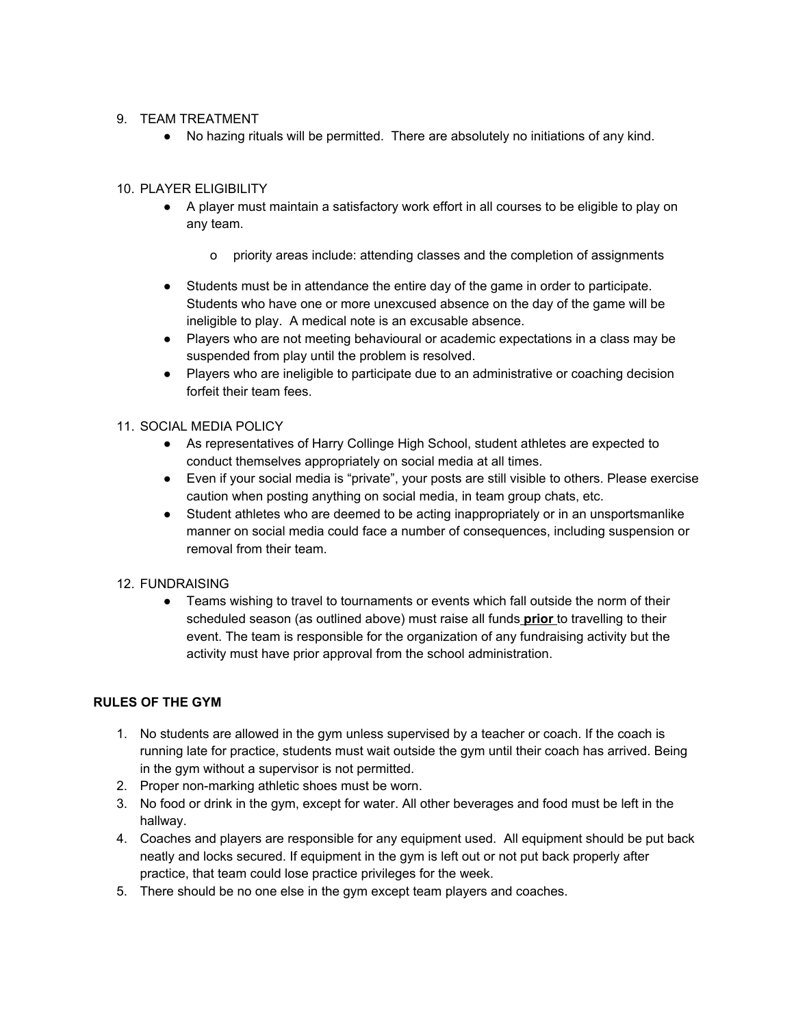9. TEAM TREATMENT
    - No hazing rituals will be permitted. There are absolutely no initiations of any kind.

10. PLAYER ELIGIBILITY
    - A player must maintain a satisfactory work effort in all courses to be eligible to play on any team.
        - priority areas include: attending classes and the completion of assignments
    - Students must be in attendance the entire day of the game in order to participate. Students who have one or more unexcused absence on the day of the game will be ineligible to play. A medical note is an excusable absence.
    - Players who are not meeting behavioural or academic expectations in a class may be suspended from play until the problem is resolved.
    - Players who are ineligible to participate due to an administrative or coaching decision forfeit their team fees.

11. SOCIAL MEDIA POLICY
    - As representatives of Harry Collinge High School, student athletes are expected to conduct themselves appropriately on social media at all times.
    - Even if your social media is "private", your posts are still visible to others. Please exercise caution when posting anything on social media, in team group chats, etc.
    - Student athletes who are deemed to be acting inappropriately or in an unsportsmanlike manner on social media could face a number of consequences, including suspension or removal from their team.

12. FUNDRAISING
    - Teams wishing to travel to tournaments or events which fall outside the norm of their scheduled season (as outlined above) must raise all funds **prior** to travelling to their event. The team is responsible for the organization of any fundraising activity but the activity must have prior approval from the school administration.

**RULES OF THE GYM**

1. No students are allowed in the gym unless supervised by a teacher or coach. If the coach is running late for practice, students must wait outside the gym until their coach has arrived. Being in the gym without a supervisor is not permitted.
2. Proper non-marking athletic shoes must be worn.
3. No food or drink in the gym, except for water. All other beverages and food must be left in the hallway.
4. Coaches and players are responsible for any equipment used. All equipment should be put back neatly and locks secured. If equipment in the gym is left out or not put back properly after practice, that team could lose practice privileges for the week.
5. There should be no one else in the gym except team players and coaches.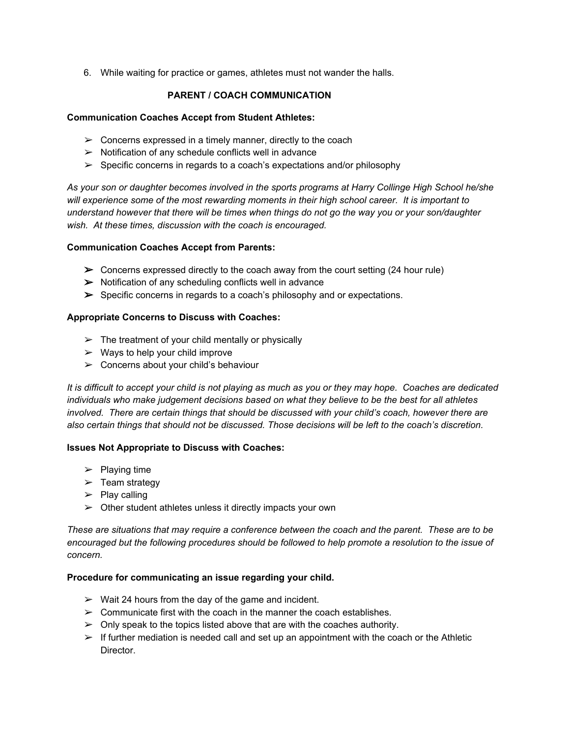6. While waiting for practice or games, athletes must not wander the halls.

## PARENT / COACH COMMUNICATION

**Communication Coaches Accept from Student Athletes:**

- Concerns expressed in a timely manner, directly to the coach
- Notification of any schedule conflicts well in advance
- Specific concerns in regards to a coach's expectations and/or philosophy

*As your son or daughter becomes involved in the sports programs at Harry Collinge High School he/she will experience some of the most rewarding moments in their high school career. It is important to understand however that there will be times when things do not go the way you or your son/daughter wish. At these times, discussion with the coach is encouraged.*

**Communication Coaches Accept from Parents:**

- Concerns expressed directly to the coach away from the court setting (24 hour rule)
- Notification of any scheduling conflicts well in advance
- Specific concerns in regards to a coach's philosophy and or expectations.

**Appropriate Concerns to Discuss with Coaches:**

- The treatment of your child mentally or physically
- Ways to help your child improve
- Concerns about your child's behaviour

*It is difficult to accept your child is not playing as much as you or they may hope. Coaches are dedicated individuals who make judgement decisions based on what they believe to be the best for all athletes involved. There are certain things that should be discussed with your child's coach, however there are also certain things that should not be discussed. Those decisions will be left to the coach's discretion.*

**Issues Not Appropriate to Discuss with Coaches:**

- Playing time
- Team strategy
- Play calling
- Other student athletes unless it directly impacts your own

*These are situations that may require a conference between the coach and the parent. These are to be encouraged but the following procedures should be followed to help promote a resolution to the issue of concern.*

**Procedure for communicating an issue regarding your child.**

- Wait 24 hours from the day of the game and incident.
- Communicate first with the coach in the manner the coach establishes.
- Only speak to the topics listed above that are with the coaches authority.
- If further mediation is needed call and set up an appointment with the coach or the Athletic Director.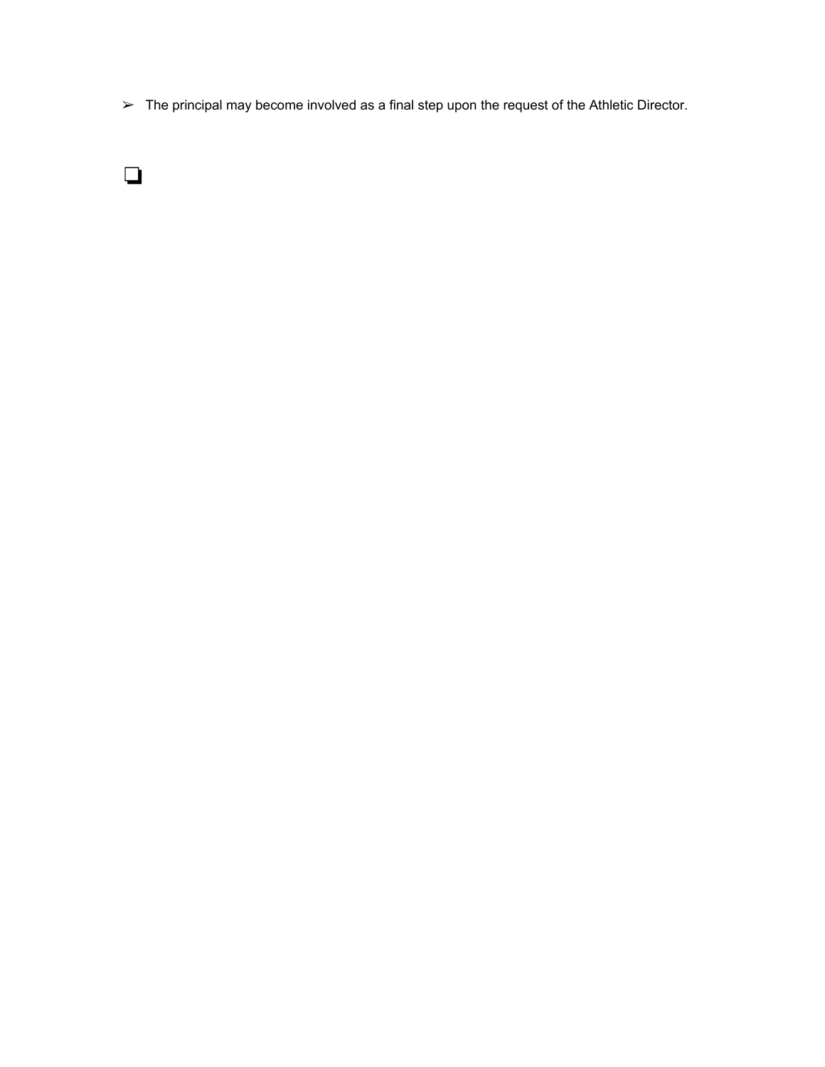- The principal may become involved as a final step upon the request of the Athletic Director.

- [ ]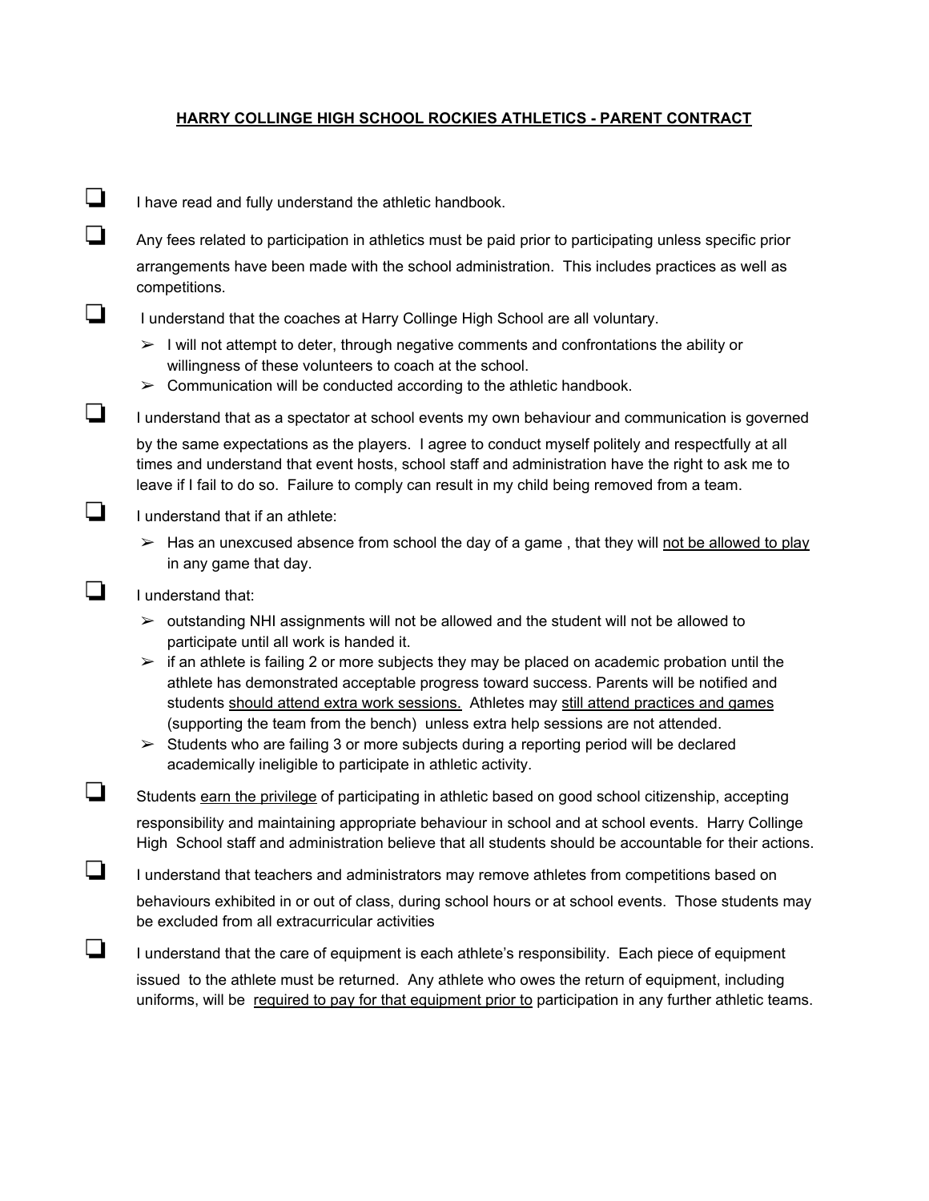## HARRY COLLINGE HIGH SCHOOL ROCKIES ATHLETICS - PARENT CONTRACT

- [ ] I have read and fully understand the athletic handbook.
- [ ] Any fees related to participation in athletics must be paid prior to participating unless specific prior arrangements have been made with the school administration. This includes practices as well as competitions.
- [ ] I understand that the coaches at Harry Collinge High School are all voluntary.
  - ➢ I will not attempt to deter, through negative comments and confrontations the ability or willingness of these volunteers to coach at the school.
  - ➢ Communication will be conducted according to the athletic handbook.
- [ ] I understand that as a spectator at school events my own behaviour and communication is governed by the same expectations as the players. I agree to conduct myself politely and respectfully at all times and understand that event hosts, school staff and administration have the right to ask me to leave if I fail to do so. Failure to comply can result in my child being removed from a team.
- [ ] I understand that if an athlete:
  - ➢ Has an unexcused absence from school the day of a game , that they will <u>not be allowed to play</u> in any game that day.
- [ ] I understand that:
  - ➢ outstanding NHI assignments will not be allowed and the student will not be allowed to participate until all work is handed it.
  - ➢ if an athlete is failing 2 or more subjects they may be placed on academic probation until the athlete has demonstrated acceptable progress toward success. Parents will be notified and students <u>should attend extra work sessions.</u> Athletes may <u>still attend practices and games</u> (supporting the team from the bench) unless extra help sessions are not attended.
  - ➢ Students who are failing 3 or more subjects during a reporting period will be declared academically ineligible to participate in athletic activity.
- [ ] Students <u>earn the privilege</u> of participating in athletic based on good school citizenship, accepting responsibility and maintaining appropriate behaviour in school and at school events. Harry Collinge High School staff and administration believe that all students should be accountable for their actions.
- [ ] I understand that teachers and administrators may remove athletes from competitions based on behaviours exhibited in or out of class, during school hours or at school events. Those students may be excluded from all extracurricular activities
- [ ] I understand that the care of equipment is each athlete's responsibility. Each piece of equipment issued to the athlete must be returned. Any athlete who owes the return of equipment, including uniforms, will be <u>required to pay for that equipment prior to</u> participation in any further athletic teams.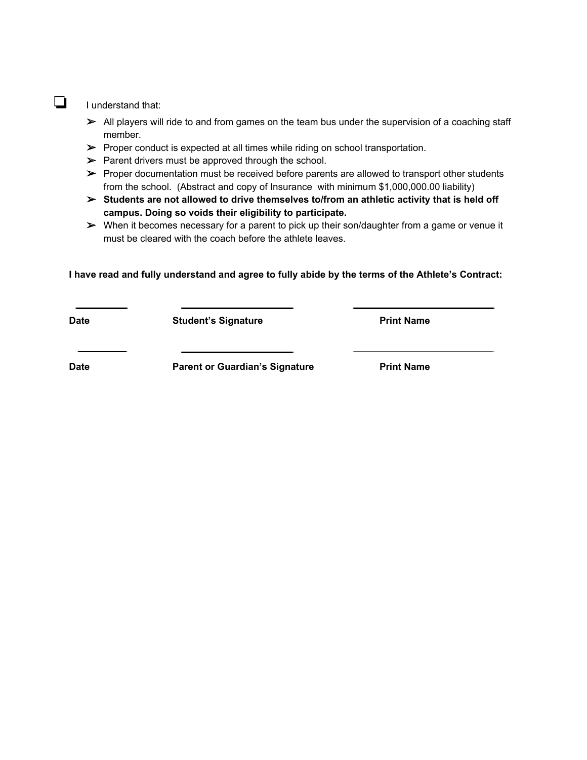- [ ] I understand that:
  - ➢ All players will ride to and from games on the team bus under the supervision of a coaching staff member.
  - ➢ Proper conduct is expected at all times while riding on school transportation.
  - ➢ Parent drivers must be approved through the school.
  - ➢ Proper documentation must be received before parents are allowed to transport other students from the school. (Abstract and copy of Insurance with minimum $1,000,000.00 liability)
  - ➢ **Students are not allowed to drive themselves to/from an athletic activity that is held off campus. Doing so voids their eligibility to participate.**
  - ➢ When it becomes necessary for a parent to pick up their son/daughter from a game or venue it must be cleared with the coach before the athlete leaves.

**I have read and fully understand and agree to fully abide by the terms of the Athlete's Contract:**

| ________ | ____________________ | ____________________ |
|---|---|---|
| **Date** | **Student's Signature** | **Print Name** |
| ________ | ____________________ | ____________________ |
| **Date** | **Parent or Guardian's Signature** | **Print Name** |